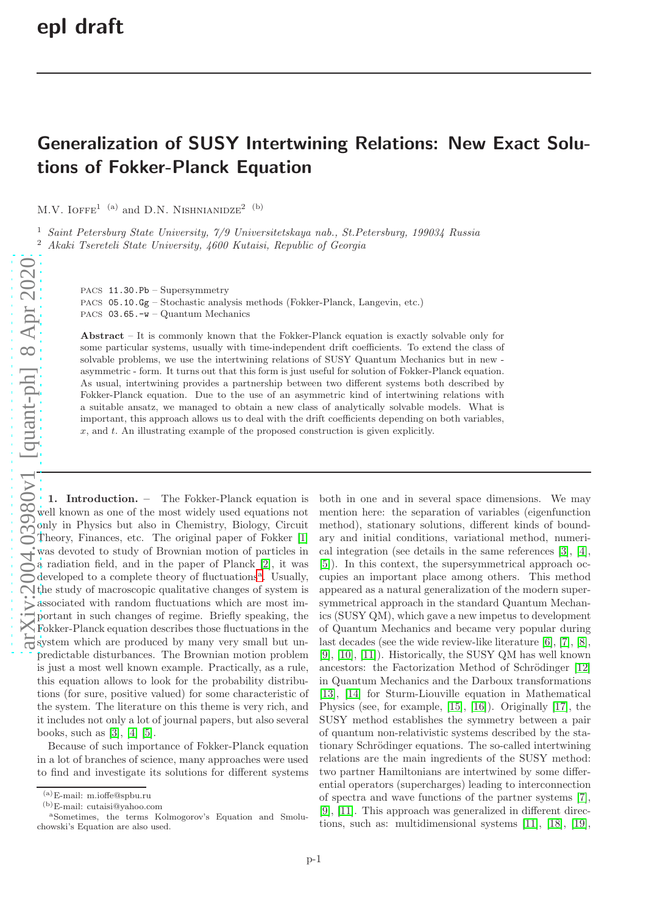epl draft

# Generalization of SUSY Intertwining Relations: New Exact Solutions of Fokker-Planck Equation

M.V. Ioffe[1] [(a)] and D.N. Nishnianidze[2] [(b)]

[1] *Saint Petersburg State University, 7/9 Universitetskaya nab., St.Petersburg, 199034 Russia*
[2] *Akaki Tsereteli State University, 4600 Kutaisi, Republic of Georgia*

PACS 11.30.Pb – Supersymmetry
PACS 05.10.Gg – Stochastic analysis methods (Fokker-Planck, Langevin, etc.)
PACS 03.65.-w – Quantum Mechanics

**Abstract** – It is commonly known that the Fokker-Planck equation is exactly solvable only for some particular systems, usually with time-independent drift coefficients. To extend the class of solvable problems, we use the intertwining relations of SUSY Quantum Mechanics but in new - asymmetric - form. It turns out that this form is just useful for solution of Fokker-Planck equation. As usual, intertwining provides a partnership between two different systems both described by Fokker-Planck equation. Due to the use of an asymmetric kind of intertwining relations with a suitable ansatz, we managed to obtain a new class of analytically solvable models. What is important, this approach allows us to deal with the drift coefficients depending on both variables, $x$, and $t$. An illustrating example of the proposed construction is given explicitly.

**1. Introduction.** – The Fokker-Planck equation is well known as one of the most widely used equations not only in Physics but also in Chemistry, Biology, Circuit Theory, Finances, etc. The original paper of Fokker [1] was devoted to study of Brownian motion of particles in a radiation field, and in the paper of Planck [2], it was developed to a complete theory of fluctuations[a]. Usually, the study of macroscopic qualitative changes of system is associated with random fluctuations which are most important in such changes of regime. Briefly speaking, the Fokker-Planck equation describes those fluctuations in the system which are produced by many very small but unpredictable disturbances. The Brownian motion problem is just a most well known example. Practically, as a rule, this equation allows to look for the probability distributions (for sure, positive valued) for some characteristic of the system. The literature on this theme is very rich, and it includes not only a lot of journal papers, but also several books, such as [3], [4] [5].

Because of such importance of Fokker-Planck equation in a lot of branches of science, many approaches were used to find and investigate its solutions for different systems both in one and in several space dimensions. We may mention here: the separation of variables (eigenfunction method), stationary solutions, different kinds of boundary and initial conditions, variational method, numerical integration (see details in the same references [3], [4], [5]). In this context, the supersymmetrical approach occupies an important place among others. This method appeared as a natural generalization of the modern supersymmetrical approach in the standard Quantum Mechanics (SUSY QM), which gave a new impetus to development of Quantum Mechanics and became very popular during last decades (see the wide review-like literature [6], [7], [8], [9], [10], [11]). Historically, the SUSY QM has well known ancestors: the Factorization Method of Schrödinger [12] in Quantum Mechanics and the Darboux transformations [13], [14] for Sturm-Liouville equation in Mathematical Physics (see, for example, [15], [16]). Originally [17], the SUSY method establishes the symmetry between a pair of quantum non-relativistic systems described by the stationary Schrödinger equations. The so-called intertwining relations are the main ingredients of the SUSY method: two partner Hamiltonians are intertwined by some differential operators (supercharges) leading to interconnection of spectra and wave functions of the partner systems [7], [9], [11]. This approach was generalized in different directions, such as: multidimensional systems [11], [18], [19],

[(a)] E-mail: m.ioffe@spbu.ru
[(b)] E-mail: cutaisi@yahoo.com
[a] Sometimes, the terms Kolmogorov's Equation and Smoluchowski's Equation are also used.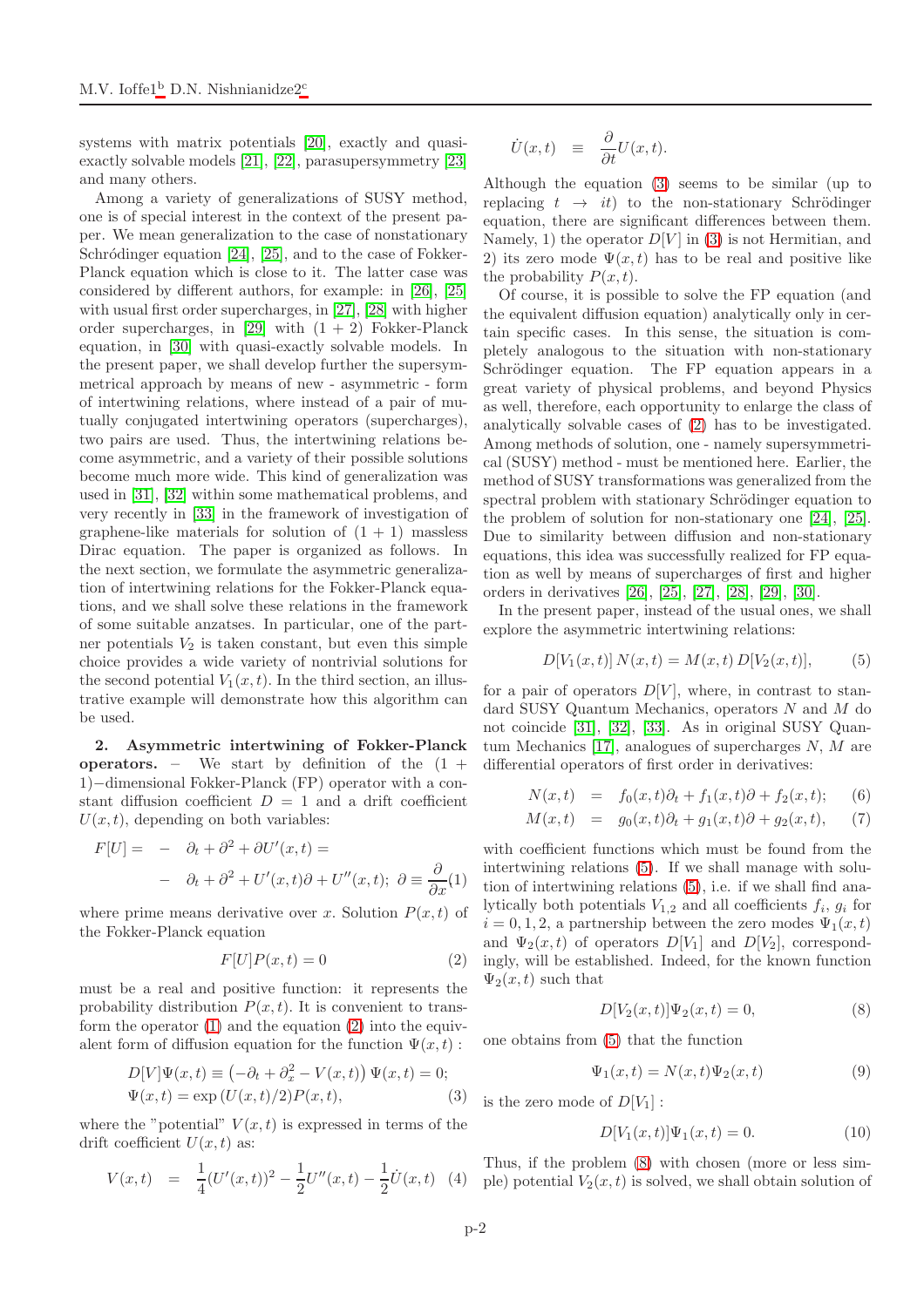systems with matrix potentials [20], exactly and quasi-exactly solvable models [21], [22], parasupersymmetry [23] and many others.

Among a variety of generalizations of SUSY method, one is of special interest in the context of the present paper. We mean generalization to the case of nonstationary Schródinger equation [24], [25], and to the case of Fokker-Planck equation which is close to it. The latter case was considered by different authors, for example: in [26], [25] with usual first order supercharges, in [27], [28] with higher order supercharges, in [29] with $(1+2)$ Fokker-Planck equation, in [30] with quasi-exactly solvable models. In the present paper, we shall develop further the supersymmetrical approach by means of new - asymmetric - form of intertwining relations, where instead of a pair of mutually conjugated intertwining operators (supercharges), two pairs are used. Thus, the intertwining relations become asymmetric, and a variety of their possible solutions become much more wide. This kind of generalization was used in [31], [32] within some mathematical problems, and very recently in [33] in the framework of investigation of graphene-like materials for solution of $(1+1)$ massless Dirac equation. The paper is organized as follows. In the next section, we formulate the asymmetric generalization of intertwining relations for the Fokker-Planck equations, and we shall solve these relations in the framework of some suitable anzatses. In particular, one of the partner potentials $V_2$ is taken constant, but even this simple choice provides a wide variety of nontrivial solutions for the second potential $V_1(x,t)$. In the third section, an illustrative example will demonstrate how this algorithm can be used.

**2. Asymmetric intertwining of Fokker-Planck operators.** – We start by definition of the $(1+1)-$dimensional Fokker-Planck (FP) operator with a constant diffusion coefficient $D=1$ and a drift coefficient $U(x,t)$, depending on both variables:

$$
\begin{aligned}
F[U] = & -\partial_t + \partial^2 + \partial U'(x,t) = \\
& -\partial_t + \partial^2 + U'(x,t)\partial + U''(x,t);\ \partial \equiv \frac{\partial}{\partial x} \quad (1)
\end{aligned}
$$

where prime means derivative over $x$. Solution $P(x,t)$ of the Fokker-Planck equation

$$
F[U]P(x,t) = 0 \tag{2}
$$

must be a real and positive function: it represents the probability distribution $P(x,t)$. It is convenient to transform the operator (1) and the equation (2) into the equivalent form of diffusion equation for the function $\Psi(x,t)$ :

$$
\begin{aligned}
& D[V]\Psi(x,t) \equiv \left(-\partial_t + \partial_x^2 - V(x,t)\right)\Psi(x,t) = 0; \\
& \Psi(x,t) = \exp\left(U(x,t)/2\right)P(x,t),
\end{aligned} \tag{3}
$$

where the "potential" $V(x,t)$ is expressed in terms of the drift coefficient $U(x,t)$ as:

$$
V(x,t) \quad = \quad \frac{1}{4}(U'(x,t))^2 - \frac{1}{2}U''(x,t) - \frac{1}{2}\dot{U}(x,t) \tag{4}
$$

$$
\dot{U}(x,t) \quad \equiv \quad \frac{\partial}{\partial t}U(x,t).
$$

Although the equation (3) seems to be similar (up to replacing $t \to it$) to the non-stationary Schrödinger equation, there are significant differences between them. Namely, 1) the operator $D[V]$ in (3) is not Hermitian, and 2) its zero mode $\Psi(x,t)$ has to be real and positive like the probability $P(x,t)$.

Of course, it is possible to solve the FP equation (and the equivalent diffusion equation) analytically only in certain specific cases. In this sense, the situation is completely analogous to the situation with non-stationary Schrödinger equation. The FP equation appears in a great variety of physical problems, and beyond Physics as well, therefore, each opportunity to enlarge the class of analytically solvable cases of (2) has to be investigated. Among methods of solution, one - namely supersymmetrical (SUSY) method - must be mentioned here. Earlier, the method of SUSY transformations was generalized from the spectral problem with stationary Schrödinger equation to the problem of solution for non-stationary one [24], [25]. Due to similarity between diffusion and non-stationary equations, this idea was successfully realized for FP equation as well by means of supercharges of first and higher orders in derivatives [26], [25], [27], [28], [29], [30].

In the present paper, instead of the usual ones, we shall explore the asymmetric intertwining relations:

$$
D[V_1(x,t)]\,N(x,t) = M(x,t)\,D[V_2(x,t)], \tag{5}
$$

for a pair of operators $D[V]$, where, in contrast to standard SUSY Quantum Mechanics, operators $N$ and $M$ do not coincide [31], [32], [33]. As in original SUSY Quantum Mechanics [17], analogues of supercharges $N$, $M$ are differential operators of first order in derivatives:

$$
\begin{aligned}
N(x,t) \quad &= \quad f_0(x,t)\partial_t + f_1(x,t)\partial + f_2(x,t); \quad &(6)\\
M(x,t) \quad &= \quad g_0(x,t)\partial_t + g_1(x,t)\partial + g_2(x,t), \quad &(7)
\end{aligned}
$$

with coefficient functions which must be found from the intertwining relations (5). If we shall manage with solution of intertwining relations (5), i.e. if we shall find analytically both potentials $V_{1,2}$ and all coefficients $f_i$, $g_i$ for $i=0,1,2$, a partnership between the zero modes $\Psi_1(x,t)$ and $\Psi_2(x,t)$ of operators $D[V_1]$ and $D[V_2]$, correspondingly, will be established. Indeed, for the known function $\Psi_2(x,t)$ such that

$$
D[V_2(x,t)]\Psi_2(x,t) = 0, \tag{8}
$$

one obtains from (5) that the function

$$
\Psi_1(x,t) = N(x,t)\Psi_2(x,t) \tag{9}
$$

is the zero mode of $D[V_1]$ :

$$
D[V_1(x,t)]\Psi_1(x,t) = 0. \tag{10}
$$

Thus, if the problem (8) with chosen (more or less simple) potential $V_2(x,t)$ is solved, we shall obtain solution of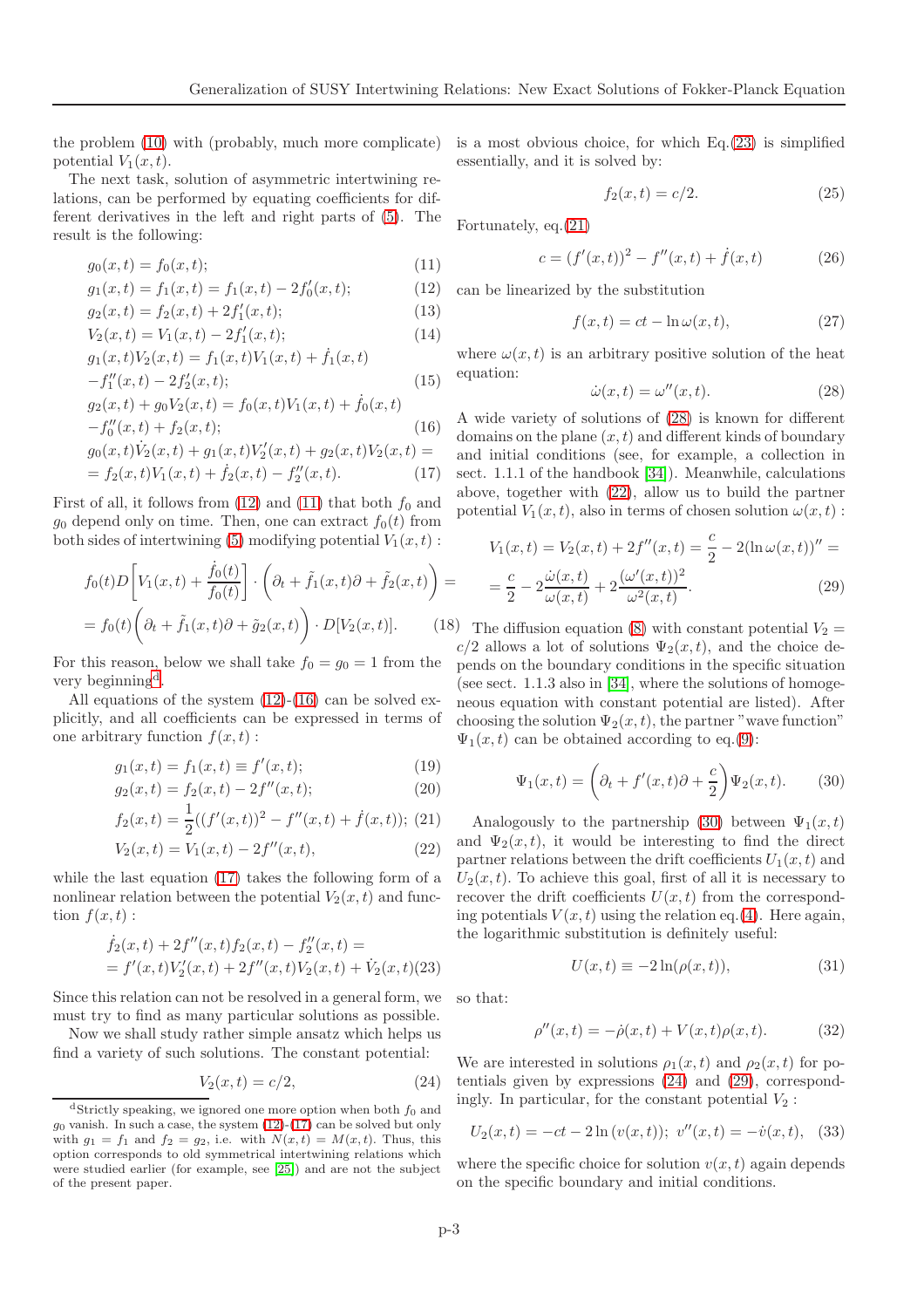the problem (10) with (probably, much more complicate) potential $V_1(x,t)$.

The next task, solution of asymmetric intertwining relations, can be performed by equating coefficients for different derivatives in the left and right parts of (5). The result is the following:

$$g_0(x,t) = f_0(x,t); \tag{11}$$

$$g_1(x,t) = \tilde{f}_1(x,t) = f_1(x,t) - 2f_0'(x,t); \tag{12}$$

$$g_2(x,t) = \tilde{f}_2(x,t) + 2f_1'(x,t); \tag{13}$$

$$V_2(x,t) = V_1(x,t) - 2f_1'(x,t); \tag{14}$$

$$g_1(x,t)V_2(x,t) = f_1(x,t)V_1(x,t) + \dot{f}_1(x,t) - f_1''(x,t) - 2f_2'(x,t); \tag{15}$$

$$g_2(x,t) + g_0 V_2(x,t) = f_0(x,t)V_1(x,t) + \dot{f}_0(x,t) - f_0''(x,t) + \tilde{f}_2(x,t); \tag{16}$$

$$g_0(x,t)\dot{V}_2(x,t) + g_1(x,t)V_2'(x,t) + g_2(x,t)V_2(x,t) = = f_2(x,t)V_1(x,t) + \dot{f}_2(x,t) - f_2''(x,t). \tag{17}$$

First of all, it follows from (12) and (11) that both $f_0$ and $g_0$ depend only on time. Then, one can extract $f_0(t)$ from both sides of intertwining (5) modifying potential $V_1(x,t)$ :

$$f_0(t)D\left[V_1(x,t) + \frac{\dot{f}_0(t)}{f_0(t)}\right] \cdot \left(\partial_t + \tilde{f}_1(x,t)\partial + \tilde{f}_2(x,t)\right) = = f_0(t)\left(\partial_t + \tilde{f}_1(x,t)\partial + \tilde{g}_2(x,t)\right) \cdot D[V_2(x,t)]. \tag{18}$$

For this reason, below we shall take $f_0 = g_0 = 1$ from the very beginning[d].

All equations of the system (12)-(16) can be solved explicitly, and all coefficients can be expressed in terms of one arbitrary function $f(x,t)$ :

$$g_1(x,t) = f_1(x,t) \equiv f'(x,t); \tag{19}$$

$$g_2(x,t) = f_2(x,t) - 2f''(x,t); \tag{20}$$

$$f_2(x,t) = \frac{1}{2}((f'(x,t))^2 - f''(x,t) + \dot{f}(x,t)); \tag{21}$$

$$V_2(x,t) = V_1(x,t) - 2f''(x,t), \tag{22}$$

while the last equation (17) takes the following form of a nonlinear relation between the potential $V_2(x,t)$ and function $f(x,t)$ :

$$\dot{f}_2(x,t) + 2f''(x,t)f_2(x,t) - f_2''(x,t) = = f'(x,t)V_2'(x,t) + 2f''(x,t)V_2(x,t) + \dot{V}_2(x,t) \tag{23}$$

Since this relation can not be resolved in a general form, we must try to find as many particular solutions as possible.

Now we shall study rather simple ansatz which helps us find a variety of such solutions. The constant potential:

$$V_2(x,t) = c/2, \tag{24}$$

is a most obvious choice, for which Eq.(23) is simplified essentially, and it is solved by:

$$f_2(x,t) = c/2. \tag{25}$$

Fortunately, eq.(21)

$$c = (f'(x,t))^2 - f''(x,t) + \dot{f}(x,t) \tag{26}$$

can be linearized by the substitution

$$f(x,t) = ct - \ln \omega(x,t), \tag{27}$$

where $\omega(x,t)$ is an arbitrary positive solution of the heat equation:

$$\dot{\omega}(x,t) = \omega''(x,t). \tag{28}$$

A wide variety of solutions of (28) is known for different domains on the plane $(x,t)$ and different kinds of boundary and initial conditions (see, for example, a collection in sect. 1.1.1 of the handbook [34]). Meanwhile, calculations above, together with (22), allow us to build the partner potential $V_1(x,t)$, also in terms of chosen solution $\omega(x,t)$ :

$$V_1(x,t) = V_2(x,t) + 2f''(x,t) = \frac{c}{2} - 2(\ln \omega(x,t))'' = = \frac{c}{2} - 2\frac{\dot{\omega}(x,t)}{\omega(x,t)} + 2\frac{(\omega'(x,t))^2}{\omega^2(x,t)}. \tag{29}$$

The diffusion equation (8) with constant potential $V_2 = c/2$ allows a lot of solutions $\Psi_2(x,t)$, and the choice depends on the boundary conditions in the specific situation (see sect. 1.1.3 also in [34], where the solutions of homogeneous equation with constant potential are listed). After choosing the solution $\Psi_2(x,t)$, the partner "wave function" $\Psi_1(x,t)$ can be obtained according to eq.(9):

$$\Psi_1(x,t) = \left(\partial_t + f'(x,t)\partial + \frac{c}{2}\right)\Psi_2(x,t). \tag{30}$$

Analogously to the partnership (30) between $\Psi_1(x,t)$ and $\Psi_2(x,t)$, it would be interesting to find the direct partner relations between the drift coefficients $U_1(x,t)$ and $U_2(x,t)$. To achieve this goal, first of all it is necessary to recover the drift coefficients $U(x,t)$ from the corresponding potentials $V(x,t)$ using the relation eq.(4). Here again, the logarithmic substitution is definitely useful:

$$U(x,t) \equiv -2\ln(\rho(x,t)), \tag{31}$$

so that:

$$\rho''(x,t) = -\dot{\rho}(x,t) + V(x,t)\rho(x,t). \tag{32}$$

We are interested in solutions $\rho_1(x,t)$ and $\rho_2(x,t)$ for potentials given by expressions (24) and (29), correspondingly. In particular, for the constant potential $V_2$ :

$$U_2(x,t) = -ct - 2\ln(v(x,t)); \; v''(x,t) = -\dot{v}(x,t), \tag{33}$$

where the specific choice for solution $v(x,t)$ again depends on the specific boundary and initial conditions.

[d] Strictly speaking, we ignored one more option when both $f_0$ and $g_0$ vanish. In such a case, the system (12)-(17) can be solved but only with $g_1 = f_1$ and $f_2 = g_2$, i.e. with $N(x,t) = M(x,t)$. Thus, this option corresponds to old symmetrical intertwining relations which were studied earlier (for example, see [25]) and are not the subject of the present paper.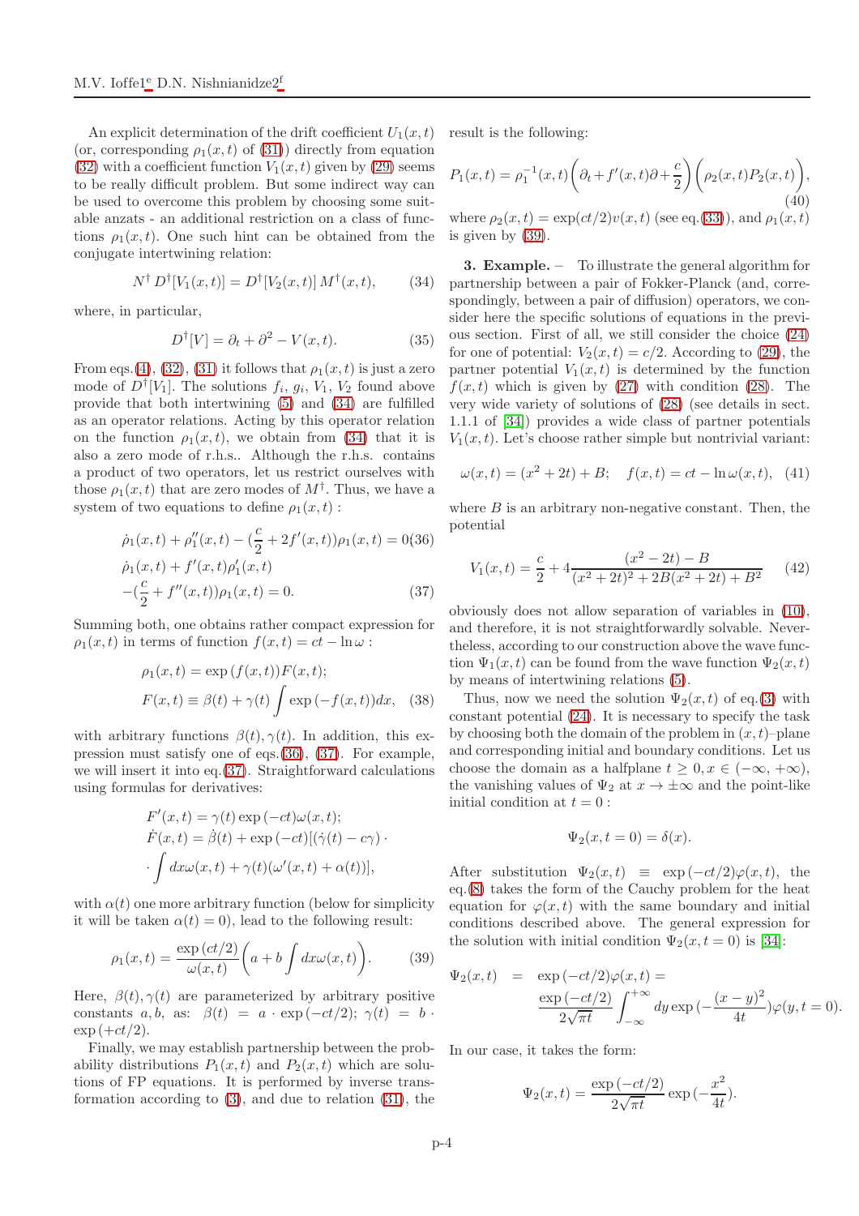An explicit determination of the drift coefficient $U_1(x,t)$ (or, corresponding $\rho_1(x,t)$ of (31)) directly from equation (32) with a coefficient function $V_1(x,t)$ given by (29) seems to be really difficult problem. But some indirect way can be used to overcome this problem by choosing some suitable anzats - an additional restriction on a class of functions $\rho_1(x,t)$. One such hint can be obtained from the conjugate intertwining relation:

$$N^{\dagger} D^{\dagger}[V_1(x,t)] = D^{\dagger}[V_2(x,t)]\, M^{\dagger}(x,t), \qquad (34)$$

where, in particular,

$$D^{\dagger}[V] = \partial_t + \partial^2 - V(x,t). \qquad (35)$$

From eqs.(4), (32), (31) it follows that $\rho_1(x,t)$ is just a zero mode of $D^{\dagger}[V_1]$. The solutions $f_i$, $g_i$, $V_1$, $V_2$ found above provide that both intertwining (5) and (34) are fulfilled as an operator relations. Acting by this operator relation on the function $\rho_1(x,t)$, we obtain from (34) that it is also a zero mode of r.h.s.. Although the r.h.s. contains a product of two operators, let us restrict ourselves with those $\rho_1(x,t)$ that are zero modes of $M^{\dagger}$. Thus, we have a system of two equations to define $\rho_1(x,t)$ :

$$\dot{\rho}_1(x,t) + \rho_1''(x,t) - (\frac{c}{2} + 2f'(x,t))\rho_1(x,t) = 0 \qquad (36)$$

$$\dot{\rho}_1(x,t) + f'(x,t)\rho_1'(x,t) - (\frac{c}{2} + f''(x,t))\rho_1(x,t) = 0. \qquad (37)$$

Summing both, one obtains rather compact expression for $\rho_1(x,t)$ in terms of function $f(x,t) = ct - \ln\omega$ :

$$\rho_1(x,t) = \exp\left(f(x,t)\right)F(x,t);$$
$$F(x,t) \equiv \beta(t) + \gamma(t)\int \exp\left(-f(x,t)\right)dx, \qquad (38)$$

with arbitrary functions $\beta(t), \gamma(t)$. In addition, this expression must satisfy one of eqs.(36), (37). For example, we will insert it into eq.(37). Straightforward calculations using formulas for derivatives:

$$F'(x,t) = \gamma(t)\exp\left(-ct\right)\omega(x,t);$$
$$\dot{F}(x,t) = \dot{\beta}(t) + \exp\left(-ct\right)[(\dot{\gamma}(t) - c\gamma)\cdot$$
$$\cdot\int dx\omega(x,t) + \gamma(t)(\omega'(x,t) + \alpha(t))],$$

with $\alpha(t)$ one more arbitrary function (below for simplicity it will be taken $\alpha(t) = 0$), lead to the following result:

$$\rho_1(x,t) = \frac{\exp\left(ct/2\right)}{\omega(x,t)}\left(a + b\int dx\omega(x,t)\right). \qquad (39)$$

Here, $\beta(t), \gamma(t)$ are parameterized by arbitrary positive constants $a, b$, as: $\beta(t) = a\cdot\exp\left(-ct/2\right)$; $\gamma(t) = b\cdot\exp\left(+ct/2\right)$.

Finally, we may establish partnership between the probability distributions $P_1(x,t)$ and $P_2(x,t)$ which are solutions of FP equations. It is performed by inverse transformation according to (3), and due to relation (31), the result is the following:

$$P_1(x,t) = \rho_1^{-1}(x,t)\left(\partial_t + f'(x,t)\partial + \frac{c}{2}\right)\left(\rho_2(x,t)P_2(x,t)\right), \qquad (40)$$

where $\rho_2(x,t) = \exp(ct/2)v(x,t)$ (see eq.(33)), and $\rho_1(x,t)$ is given by (39).

**3. Example.** – To illustrate the general algorithm for partnership between a pair of Fokker-Planck (and, correspondingly, between a pair of diffusion) operators, we consider here the specific solutions of equations in the previous section. First of all, we still consider the choice (24) for one of potential: $V_2(x,t) = c/2$. According to (29), the partner potential $V_1(x,t)$ is determined by the function $f(x,t)$ which is given by (27) with condition (28). The very wide variety of solutions of (28) (see details in sect. 1.1.1 of [34]) provides a wide class of partner potentials $V_1(x,t)$. Let's choose rather simple but nontrivial variant:

$$\omega(x,t) = (x^2 + 2t) + B; \quad f(x,t) = ct - \ln\omega(x,t), \quad (41)$$

where $B$ is an arbitrary non-negative constant. Then, the potential

$$V_1(x,t) = \frac{c}{2} + 4\frac{(x^2 - 2t) - B}{(x^2 + 2t)^2 + 2B(x^2 + 2t) + B^2} \qquad (42)$$

obviously does not allow separation of variables in (10), and therefore, it is not straightforwardly solvable. Nevertheless, according to our construction above the wave function $\Psi_1(x,t)$ can be found from the wave function $\Psi_2(x,t)$ by means of intertwining relations (5).

Thus, now we need the solution $\Psi_2(x,t)$ of eq.(3) with constant potential (24). It is necessary to specify the task by choosing both the domain of the problem in $(x,t)$–plane and corresponding initial and boundary conditions. Let us choose the domain as a halfplane $t \geq 0, x \in (-\infty, +\infty)$, the vanishing values of $\Psi_2$ at $x \to \pm\infty$ and the point-like initial condition at $t = 0$ :

$$\Psi_2(x, t = 0) = \delta(x).$$

After substitution $\Psi_2(x,t) \equiv \exp\left(-ct/2\right)\varphi(x,t)$, the eq.(8) takes the form of the Cauchy problem for the heat equation for $\varphi(x,t)$ with the same boundary and initial conditions described above. The general expression for the solution with initial condition $\Psi_2(x, t = 0)$ is [34]:

$$\Psi_2(x,t) = \exp\left(-ct/2\right)\varphi(x,t) = \frac{\exp\left(-ct/2\right)}{2\sqrt{\pi t}}\int_{-\infty}^{+\infty} dy \exp\left(-\frac{(x-y)^2}{4t}\right)\varphi(y, t=0).$$

In our case, it takes the form:

$$\Psi_2(x,t) = \frac{\exp\left(-ct/2\right)}{2\sqrt{\pi t}}\exp\left(-\frac{x^2}{4t}\right).$$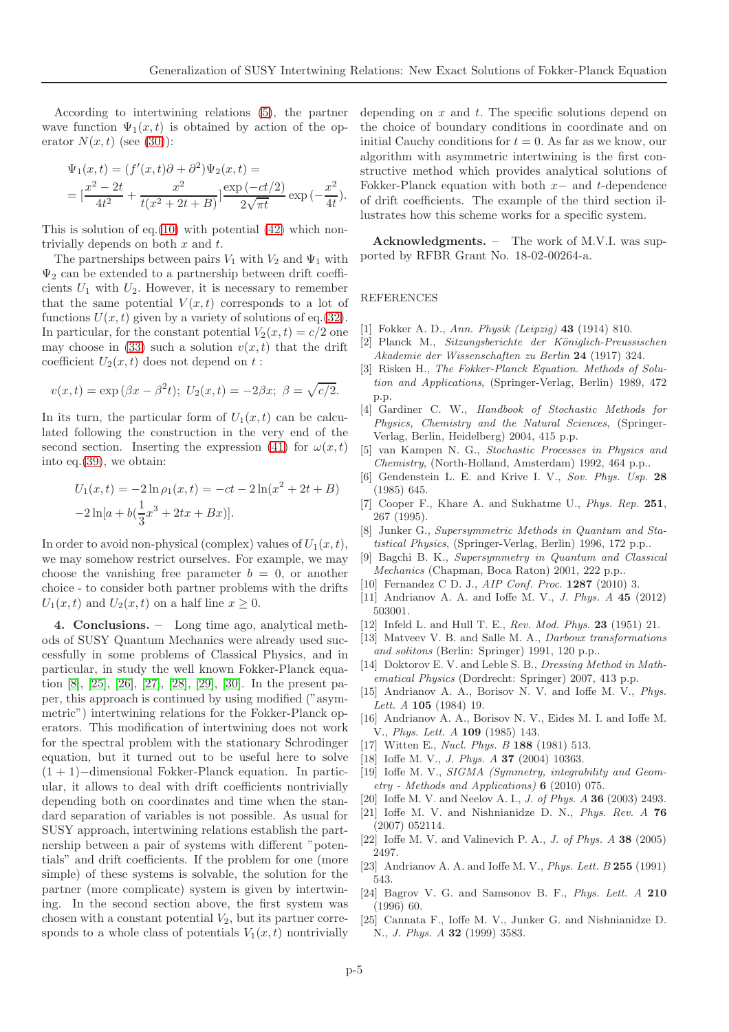According to intertwining relations (5), the partner wave function $\Psi_1(x,t)$ is obtained by action of the operator $N(x,t)$ (see (30)):

$$\Psi_1(x,t) = (f'(x,t)\partial + \partial^2)\Psi_2(x,t) =$$
$$= [\frac{x^2-2t}{4t^2} + \frac{x^2}{t(x^2+2t+B)}]\frac{\exp{(-ct/2)}}{2\sqrt{\pi t}}\exp{(-\frac{x^2}{4t})}.$$

This is solution of eq.(10) with potential (42) which nontrivially depends on both $x$ and $t$.

The partnerships between pairs $V_1$ with $V_2$ and $\Psi_1$ with $\Psi_2$ can be extended to a partnership between drift coefficients $U_1$ with $U_2$. However, it is necessary to remember that the same potential $V(x,t)$ corresponds to a lot of functions $U(x,t)$ given by a variety of solutions of eq.(32). In particular, for the constant potential $V_2(x,t) = c/2$ one may choose in (33) such a solution $v(x,t)$ that the drift coefficient $U_2(x,t)$ does not depend on $t$ :

$$v(x,t) = \exp{(\beta x - \beta^2 t)};\ U_2(x,t) = -2\beta x;\ \beta = \sqrt{c/2}.$$

In its turn, the particular form of $U_1(x,t)$ can be calculated following the construction in the very end of the second section. Inserting the expression (41) for $\omega(x,t)$ into eq.(39), we obtain:

$$U_1(x,t) = -2\ln\rho_1(x,t) = -ct - 2\ln(x^2+2t+B)$$
$$-2\ln[a + b(\frac{1}{3}x^3 + 2tx + Bx)].$$

In order to avoid non-physical (complex) values of $U_1(x,t)$, we may somehow restrict ourselves. For example, we may choose the vanishing free parameter $b = 0$, or another choice - to consider both partner problems with the drifts $U_1(x,t)$ and $U_2(x,t)$ on a half line $x \geq 0$.

**4. Conclusions.** – Long time ago, analytical methods of SUSY Quantum Mechanics were already used successfully in some problems of Classical Physics, and in particular, in study the well known Fokker-Planck equation [8], [25], [26], [27], [28], [29], [30]. In the present paper, this approach is continued by using modified ("asymmetric") intertwining relations for the Fokker-Planck operators. This modification of intertwining does not work for the spectral problem with the stationary Schrodinger equation, but it turned out to be useful here to solve $(1+1)-$dimensional Fokker-Planck equation. In particular, it allows to deal with drift coefficients nontrivially depending both on coordinates and time when the standard separation of variables is not possible. As usual for SUSY approach, intertwining relations establish the partnership between a pair of systems with different "potentials" and drift coefficients. If the problem for one (more simple) of these systems is solvable, the solution for the partner (more complicate) system is given by intertwining. In the second section above, the first system was chosen with a constant potential $V_2$, but its partner corresponds to a whole class of potentials $V_1(x,t)$ nontrivially depending on $x$ and $t$. The specific solutions depend on the choice of boundary conditions in coordinate and on initial Cauchy conditions for $t = 0$. As far as we know, our algorithm with asymmetric intertwining is the first constructive method which provides analytical solutions of Fokker-Planck equation with both $x-$ and $t$-dependence of drift coefficients. The example of the third section illustrates how this scheme works for a specific system.

**Acknowledgments.** – The work of M.V.I. was supported by RFBR Grant No. 18-02-00264-a.

REFERENCES

[1] Fokker A. D., *Ann. Physik (Leipzig)* **43** (1914) 810.
[2] Planck M., *Sitzungsberichte der Königlich-Preussischen Akademie der Wissenschaften zu Berlin* **24** (1917) 324.
[3] Risken H., *The Fokker-Planck Equation. Methods of Solution and Applications*, (Springer-Verlag, Berlin) 1989, 472 p.p.
[4] Gardiner C. W., *Handbook of Stochastic Methods for Physics, Chemistry and the Natural Sciences*, (Springer-Verlag, Berlin, Heidelberg) 2004, 415 p.p.
[5] van Kampen N. G., *Stochastic Processes in Physics and Chemistry*, (North-Holland, Amsterdam) 1992, 464 p.p..
[6] Gendenstein L. E. and Krive I. V., *Sov. Phys. Usp.* **28** (1985) 645.
[7] Cooper F., Khare A. and Sukhatme U., *Phys. Rep.* **251**, 267 (1995).
[8] Junker G., *Supersymmetric Methods in Quantum and Statistical Physics*, (Springer-Verlag, Berlin) 1996, 172 p.p..
[9] Bagchi B. K., *Supersymmetry in Quantum and Classical Mechanics* (Chapman, Boca Raton) 2001, 222 p.p..
[10] Fernandez C D. J., *AIP Conf. Proc.* **1287** (2010) 3.
[11] Andrianov A. A. and Ioffe M. V., *J. Phys. A* **45** (2012) 503001.
[12] Infeld L. and Hull T. E., *Rev. Mod. Phys.* **23** (1951) 21.
[13] Matveev V. B. and Salle M. A., *Darboux transformations and solitons* (Berlin: Springer) 1991, 120 p.p..
[14] Doktorov E. V. and Leble S. B., *Dressing Method in Mathematical Physics* (Dordrecht: Springer) 2007, 413 p.p.
[15] Andrianov A. A., Borisov N. V. and Ioffe M. V., *Phys. Lett. A* **105** (1984) 19.
[16] Andrianov A. A., Borisov N. V., Eides M. I. and Ioffe M. V., *Phys. Lett. A* **109** (1985) 143.
[17] Witten E., *Nucl. Phys. B* **188** (1981) 513.
[18] Ioffe M. V., *J. Phys. A* **37** (2004) 10363.
[19] Ioffe M. V., *SIGMA (Symmetry, integrability and Geometry - Methods and Applications)* **6** (2010) 075.
[20] Ioffe M. V. and Neelov A. I., *J. of Phys. A* **36** (2003) 2493.
[21] Ioffe M. V. and Nishnianidze D. N., *Phys. Rev. A* **76** (2007) 052114.
[22] Ioffe M. V. and Valinevich P. A., *J. of Phys. A* **38** (2005) 2497.
[23] Andrianov A. A. and Ioffe M. V., *Phys. Lett. B* **255** (1991) 543.
[24] Bagrov V. G. and Samsonov B. F., *Phys. Lett. A* **210** (1996) 60.
[25] Cannata F., Ioffe M. V., Junker G. and Nishnianidze D. N., *J. Phys. A* **32** (1999) 3583.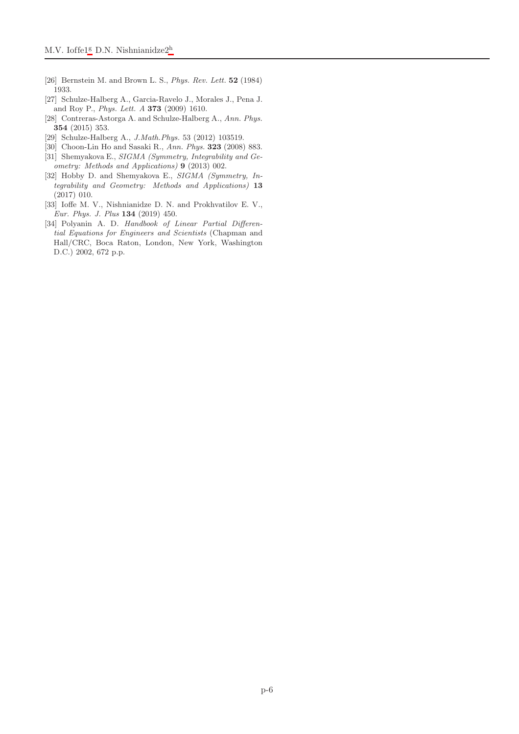[26] Bernstein M. and Brown L. S., *Phys. Rev. Lett.* **52** (1984) 1933.

[27] Schulze-Halberg A., Garcia-Ravelo J., Morales J., Pena J. and Roy P., *Phys. Lett. A* **373** (2009) 1610.

[28] Contreras-Astorga A. and Schulze-Halberg A., *Ann. Phys.* **354** (2015) 353.

[29] Schulze-Halberg A., *J.Math.Phys.* 53 (2012) 103519.

[30] Choon-Lin Ho and Sasaki R., *Ann. Phys.* **323** (2008) 883.

[31] Shemyakova E., *SIGMA (Symmetry, Integrability and Geometry: Methods and Applications)* **9** (2013) 002.

[32] Hobby D. and Shemyakova E., *SIGMA (Symmetry, Integrability and Geometry: Methods and Applications)* **13** (2017) 010.

[33] Ioffe M. V., Nishnianidze D. N. and Prokhvatilov E. V., *Eur. Phys. J. Plus* **134** (2019) 450.

[34] Polyanin A. D. *Handbook of Linear Partial Differential Equations for Engineers and Scientists* (Chapman and Hall/CRC, Boca Raton, London, New York, Washington D.C.) 2002, 672 p.p.